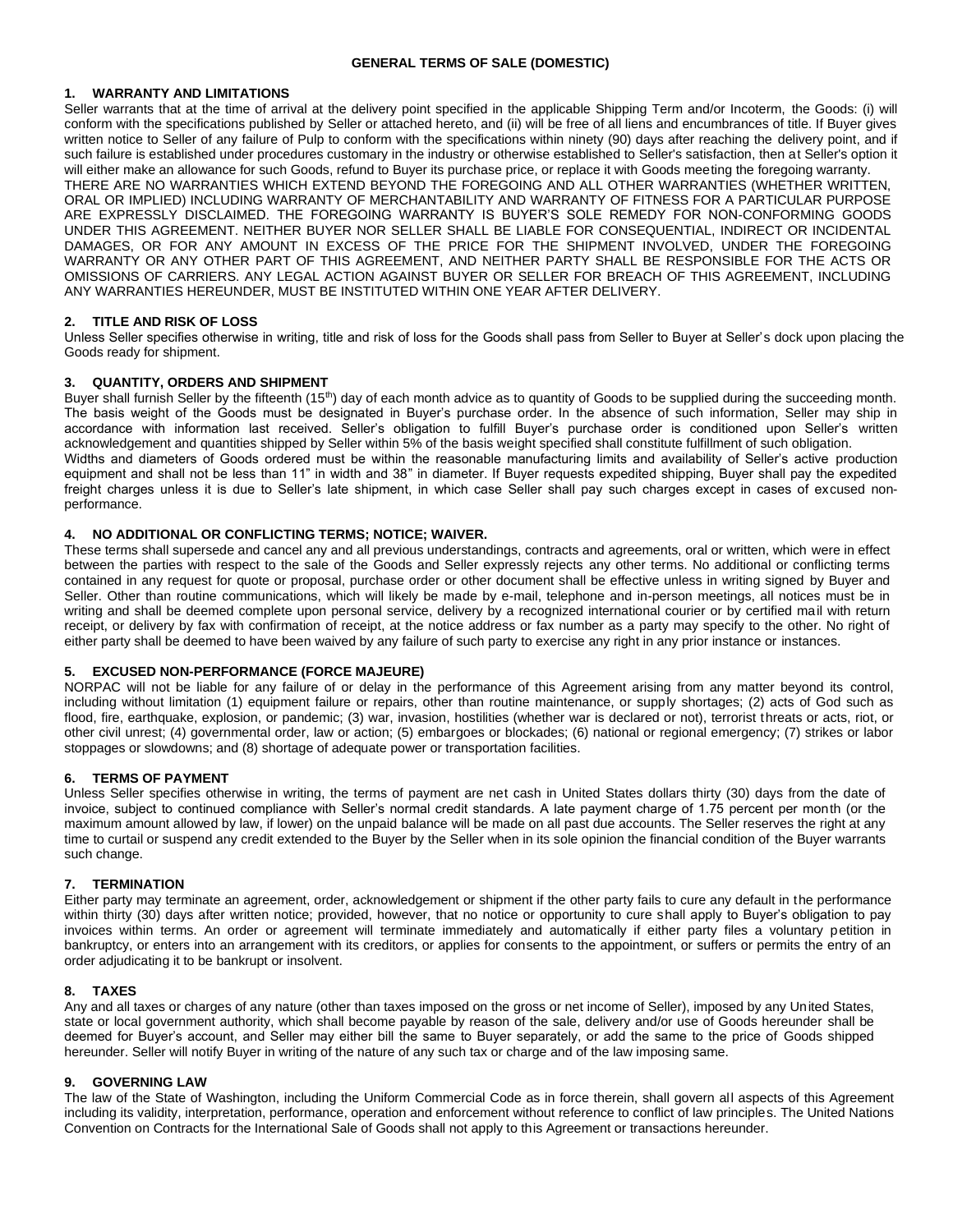# GENERAL TERMS OF SALE (DOMESTIC)

## 1. WARRANTY AND LIMITATIONS

Seller warrants that at the time of arrival at the delivery point specified in the applicable Shipping Term and/or Incoterm, the Goods: (i) will conform with the specifications published by Seller or attached hereto, and (ii) will be free of all liens and encumbrances of title. If Buyer gives written notice to Seller of any failure of Pulp to conform with the specifications within ninety (90) days after reaching the delivery point, and if such failure is established under procedures customary in the industry or otherwise established to Seller's satisfaction, then at Seller's option it will either make an allowance for such Goods, refund to Buyer its purchase price, or replace it with Goods meeting the foregoing warranty. THERE ARE NO WARRANTIES WHICH EXTEND BEYOND THE FOREGOING AND ALL OTHER WARRANTIES (WHETHER WRITTEN, ORAL OR IMPLIED) INCLUDING WARRANTY OF MERCHANTABILITY AND WARRANTY OF FITNESS FOR A PARTICULAR PURPOSE ARE EXPRESSLY DISCLAIMED. THE FOREGOING WARRANTY IS BUYER'S SOLE REMEDY FOR NON-CONFORMING GOODS UNDER THIS AGREEMENT. NEITHER BUYER NOR SELLER SHALL BE LIABLE FOR CONSEQUENTIAL, INDIRECT OR INCIDENTAL DAMAGES, OR FOR ANY AMOUNT IN EXCESS OF THE PRICE FOR THE SHIPMENT INVOLVED, UNDER THE FOREGOING WARRANTY OR ANY OTHER PART OF THIS AGREEMENT, AND NEITHER PARTY SHALL BE RESPONSIBLE FOR THE ACTS OR OMISSIONS OF CARRIERS. ANY LEGAL ACTION AGAINST BUYER OR SELLER FOR BREACH OF THIS AGREEMENT, INCLUDING ANY WARRANTIES HEREUNDER, MUST BE INSTITUTED WITHIN ONE YEAR AFTER DELIVERY.

## 2. TITLE AND RISK OF LOSS

Unless Seller specifies otherwise in writing, title and risk of loss for the Goods shall pass from Seller to Buyer at Seller's dock upon placing the Goods ready for shipment.

## 3. QUANTITY, ORDERS AND SHIPMENT

Buyer shall furnish Seller by the fifteenth (15th) day of each month advice as to quantity of Goods to be supplied during the succeeding month. The basis weight of the Goods must be designated in Buyer's purchase order. In the absence of such information, Seller may ship in accordance with information last received. Seller's obligation to fulfill Buyer's purchase order is conditioned upon Seller's written acknowledgement and quantities shipped by Seller within 5% of the basis weight specified shall constitute fulfillment of such obligation. Widths and diameters of Goods ordered must be within the reasonable manufacturing limits and availability of Seller's active production equipment and shall not be less than 11" in width and 38" in diameter. If Buyer requests expedited shipping, Buyer shall pay the expedited freight charges unless it is due to Seller's late shipment, in which case Seller shall pay such charges except in cases of excused non-performance.

## 4. NO ADDITIONAL OR CONFLICTING TERMS; NOTICE; WAIVER.

These terms shall supersede and cancel any and all previous understandings, contracts and agreements, oral or written, which were in effect between the parties with respect to the sale of the Goods and Seller expressly rejects any other terms. No additional or conflicting terms contained in any request for quote or proposal, purchase order or other document shall be effective unless in writing signed by Buyer and Seller. Other than routine communications, which will likely be made by e-mail, telephone and in-person meetings, all notices must be in writing and shall be deemed complete upon personal service, delivery by a recognized international courier or by certified mail with return receipt, or delivery by fax with confirmation of receipt, at the notice address or fax number as a party may specify to the other. No right of either party shall be deemed to have been waived by any failure of such party to exercise any right in any prior instance or instances.

## 5. EXCUSED NON-PERFORMANCE (FORCE MAJEURE)

NORPAC will not be liable for any failure of or delay in the performance of this Agreement arising from any matter beyond its control, including without limitation (1) equipment failure or repairs, other than routine maintenance, or supply shortages; (2) acts of God such as flood, fire, earthquake, explosion, or pandemic; (3) war, invasion, hostilities (whether war is declared or not), terrorist threats or acts, riot, or other civil unrest; (4) governmental order, law or action; (5) embargoes or blockades; (6) national or regional emergency; (7) strikes or labor stoppages or slowdowns; and (8) shortage of adequate power or transportation facilities.

## 6. TERMS OF PAYMENT

Unless Seller specifies otherwise in writing, the terms of payment are net cash in United States dollars thirty (30) days from the date of invoice, subject to continued compliance with Seller's normal credit standards. A late payment charge of 1.75 percent per month (or the maximum amount allowed by law, if lower) on the unpaid balance will be made on all past due accounts. The Seller reserves the right at any time to curtail or suspend any credit extended to the Buyer by the Seller when in its sole opinion the financial condition of the Buyer warrants such change.

## 7. TERMINATION

Either party may terminate an agreement, order, acknowledgement or shipment if the other party fails to cure any default in the performance within thirty (30) days after written notice; provided, however, that no notice or opportunity to cure shall apply to Buyer's obligation to pay invoices within terms. An order or agreement will terminate immediately and automatically if either party files a voluntary petition in bankruptcy, or enters into an arrangement with its creditors, or applies for consents to the appointment, or suffers or permits the entry of an order adjudicating it to be bankrupt or insolvent.

## 8. TAXES

Any and all taxes or charges of any nature (other than taxes imposed on the gross or net income of Seller), imposed by any United States, state or local government authority, which shall become payable by reason of the sale, delivery and/or use of Goods hereunder shall be deemed for Buyer's account, and Seller may either bill the same to Buyer separately, or add the same to the price of Goods shipped hereunder. Seller will notify Buyer in writing of the nature of any such tax or charge and of the law imposing same.

## 9. GOVERNING LAW

The law of the State of Washington, including the Uniform Commercial Code as in force therein, shall govern all aspects of this Agreement including its validity, interpretation, performance, operation and enforcement without reference to conflict of law principles. The United Nations Convention on Contracts for the International Sale of Goods shall not apply to this Agreement or transactions hereunder.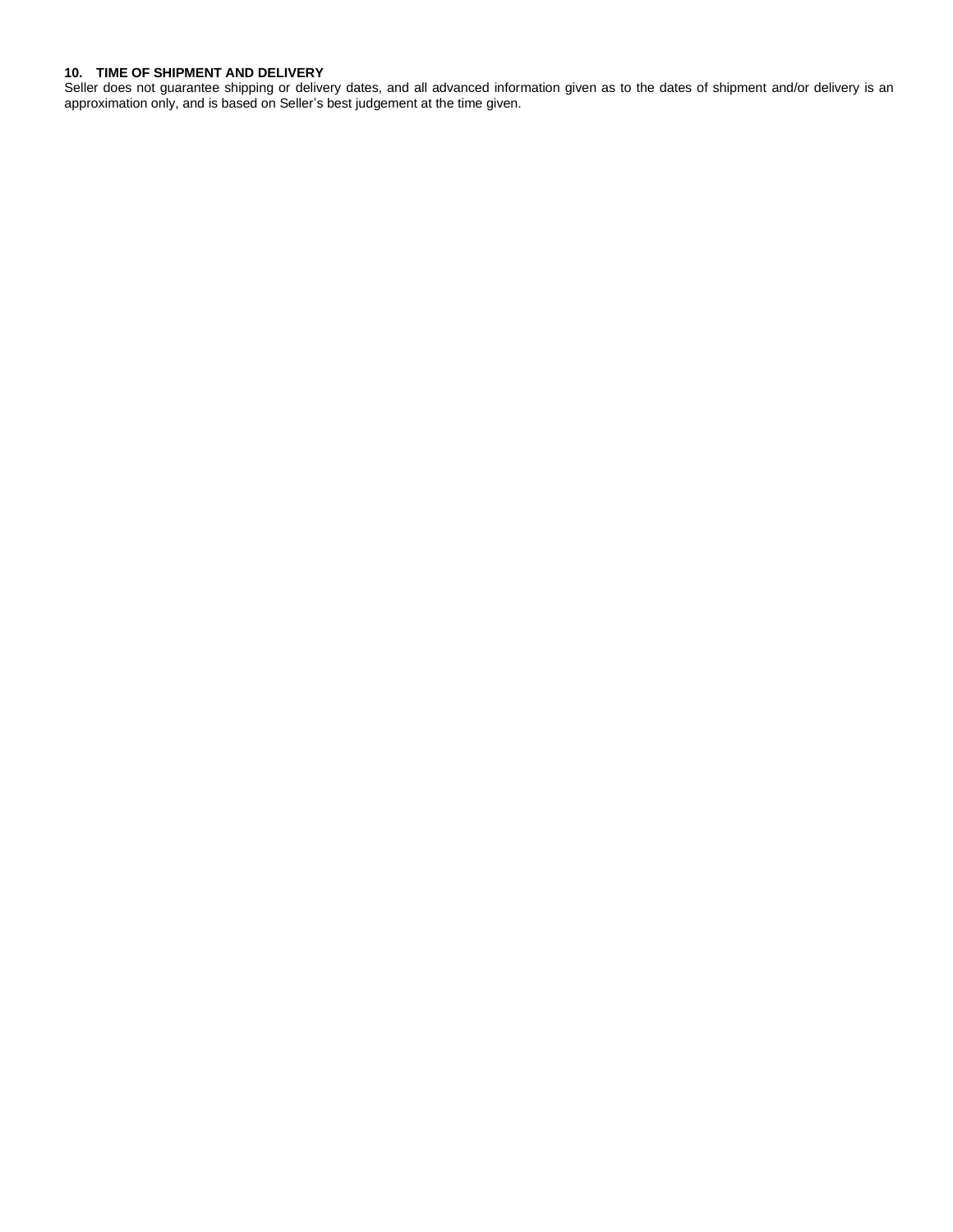**10. TIME OF SHIPMENT AND DELIVERY**

Seller does not guarantee shipping or delivery dates, and all advanced information given as to the dates of shipment and/or delivery is an approximation only, and is based on Seller's best judgement at the time given.